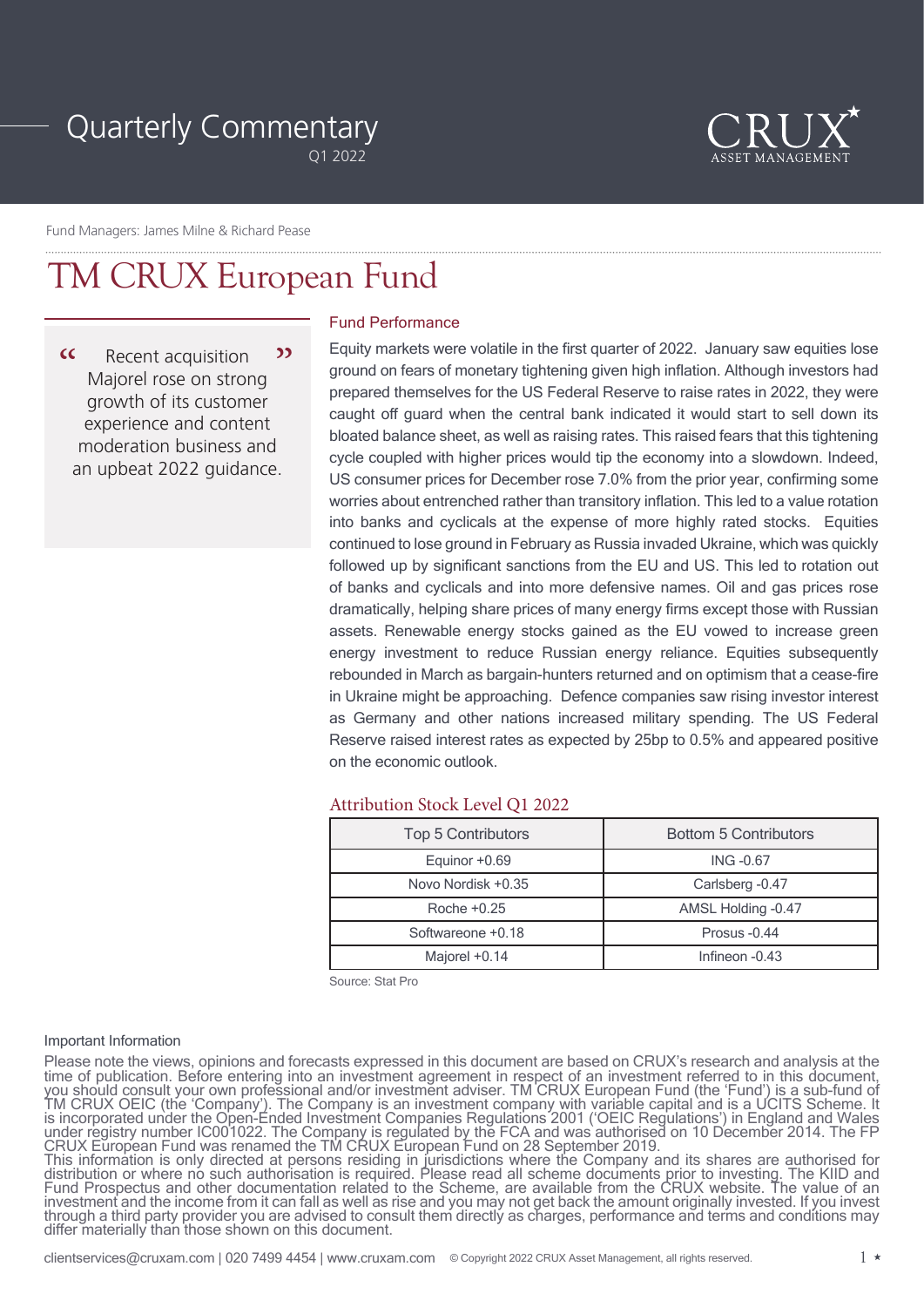# Quarterly Commentary

Q1 2022

CRUX ASSET MANAGEMENT

Fund Managers: James Milne & Richard Pease

# TM CRUX European Fund

> "Recent acquisition Majorel rose on strong growth of its customer experience and content moderation business and an upbeat 2022 guidance."

## Fund Performance

Equity markets were volatile in the first quarter of 2022. January saw equities lose ground on fears of monetary tightening given high inflation. Although investors had prepared themselves for the US Federal Reserve to raise rates in 2022, they were caught off guard when the central bank indicated it would start to sell down its bloated balance sheet, as well as raising rates. This raised fears that this tightening cycle coupled with higher prices would tip the economy into a slowdown. Indeed, US consumer prices for December rose 7.0% from the prior year, confirming some worries about entrenched rather than transitory inflation. This led to a value rotation into banks and cyclicals at the expense of more highly rated stocks. Equities continued to lose ground in February as Russia invaded Ukraine, which was quickly followed up by significant sanctions from the EU and US. This led to rotation out of banks and cyclicals and into more defensive names. Oil and gas prices rose dramatically, helping share prices of many energy firms except those with Russian assets. Renewable energy stocks gained as the EU vowed to increase green energy investment to reduce Russian energy reliance. Equities subsequently rebounded in March as bargain-hunters returned and on optimism that a cease-fire in Ukraine might be approaching. Defence companies saw rising investor interest as Germany and other nations increased military spending. The US Federal Reserve raised interest rates as expected by 25bp to 0.5% and appeared positive on the economic outlook.

## Attribution Stock Level Q1 2022

| Top 5 Contributors | Bottom 5 Contributors |
|---|---|
| Equinor +0.69 | ING -0.67 |
| Novo Nordisk +0.35 | Carlsberg -0.47 |
| Roche +0.25 | AMSL Holding -0.47 |
| Softwareone +0.18 | Prosus -0.44 |
| Majorel +0.14 | Infineon -0.43 |

Source: Stat Pro

Important Information

Please note the views, opinions and forecasts expressed in this document are based on CRUX's research and analysis at the time of publication. Before entering into an investment agreement in respect of an investment referred to in this document, you should consult your own professional and/or investment adviser. TM CRUX European Fund (the 'Fund') is a sub-fund of TM CRUX OEIC (the 'Company'). The Company is an investment company with variable capital and is a UCITS Scheme. It is incorporated under the Open-Ended Investment Companies Regulations 2001 ('OEIC Regulations') in England and Wales under registry number IC001022. The Company is regulated by the FCA and was authorised on 10 December 2014. The FP CRUX European Fund was renamed the TM CRUX European Fund on 28 September 2019.
This information is only directed at persons residing in jurisdictions where the Company and its shares are authorised for distribution or where no such authorisation is required. Please read all scheme documents prior to investing. The KIID and Fund Prospectus and other documentation related to the Scheme, are available from the CRUX website. The value of an investment and the income from it can fall as well as rise and you may not get back the amount originally invested. If you invest through a third party provider you are advised to consult them directly as charges, performance and terms and conditions may differ materially than those shown on this document.

clientservices@cruxam.com | 020 7499 4454 | www.cruxam.com © Copyright 2022 CRUX Asset Management, all rights reserved.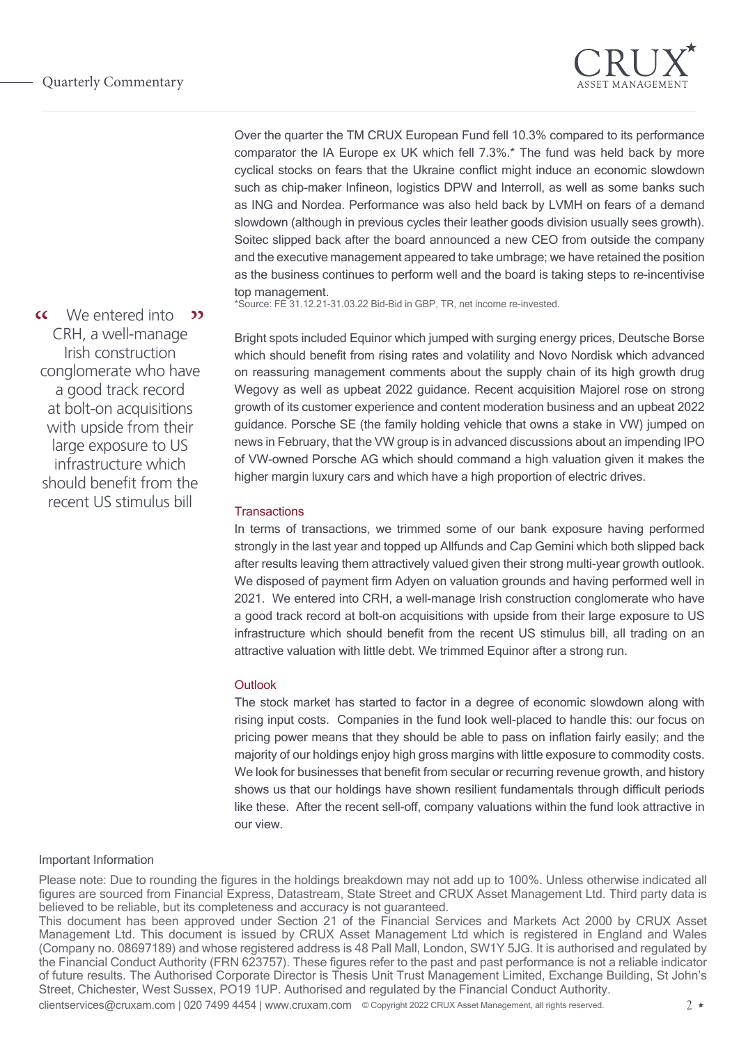Over the quarter the TM CRUX European Fund fell 10.3% compared to its performance comparator the IA Europe ex UK which fell 7.3%.* The fund was held back by more cyclical stocks on fears that the Ukraine conflict might induce an economic slowdown such as chip-maker Infineon, logistics DPW and Interroll, as well as some banks such as ING and Nordea. Performance was also held back by LVMH on fears of a demand slowdown (although in previous cycles their leather goods division usually sees growth). Soitec slipped back after the board announced a new CEO from outside the company and the executive management appeared to take umbrage; we have retained the position as the business continues to perform well and the board is taking steps to re-incentivise top management.

*Source: FE 31.12.21-31.03.22 Bid-Bid in GBP, TR, net income re-invested.

> “ We entered into CRH, a well-manage Irish construction conglomerate who have a good track record at bolt-on acquisitions with upside from their large exposure to US infrastructure which should benefit from the recent US stimulus bill ”

Bright spots included Equinor which jumped with surging energy prices, Deutsche Borse which should benefit from rising rates and volatility and Novo Nordisk which advanced on reassuring management comments about the supply chain of its high growth drug Wegovy as well as upbeat 2022 guidance. Recent acquisition Majorel rose on strong growth of its customer experience and content moderation business and an upbeat 2022 guidance. Porsche SE (the family holding vehicle that owns a stake in VW) jumped on news in February, that the VW group is in advanced discussions about an impending IPO of VW-owned Porsche AG which should command a high valuation given it makes the higher margin luxury cars and which have a high proportion of electric drives.

## Transactions

In terms of transactions, we trimmed some of our bank exposure having performed strongly in the last year and topped up Allfunds and Cap Gemini which both slipped back after results leaving them attractively valued given their strong multi-year growth outlook. We disposed of payment firm Adyen on valuation grounds and having performed well in 2021. We entered into CRH, a well-manage Irish construction conglomerate who have a good track record at bolt-on acquisitions with upside from their large exposure to US infrastructure which should benefit from the recent US stimulus bill, all trading on an attractive valuation with little debt. We trimmed Equinor after a strong run.

## Outlook

The stock market has started to factor in a degree of economic slowdown along with rising input costs. Companies in the fund look well-placed to handle this: our focus on pricing power means that they should be able to pass on inflation fairly easily; and the majority of our holdings enjoy high gross margins with little exposure to commodity costs. We look for businesses that benefit from secular or recurring revenue growth, and history shows us that our holdings have shown resilient fundamentals through difficult periods like these. After the recent sell-off, company valuations within the fund look attractive in our view.

### Important Information

Please note: Due to rounding the figures in the holdings breakdown may not add up to 100%. Unless otherwise indicated all figures are sourced from Financial Express, Datastream, State Street and CRUX Asset Management Ltd. Third party data is believed to be reliable, but its completeness and accuracy is not guaranteed.

This document has been approved under Section 21 of the Financial Services and Markets Act 2000 by CRUX Asset Management Ltd. This document is issued by CRUX Asset Management Ltd which is registered in England and Wales (Company no. 08697189) and whose registered address is 48 Pall Mall, London, SW1Y 5JG. It is authorised and regulated by the Financial Conduct Authority (FRN 623757). These figures refer to the past and past performance is not a reliable indicator of future results. The Authorised Corporate Director is Thesis Unit Trust Management Limited, Exchange Building, St John's Street, Chichester, West Sussex, PO19 1UP. Authorised and regulated by the Financial Conduct Authority.

clientservices@cruxam.com | 020 7499 4454 | www.cruxam.com © Copyright 2022 CRUX Asset Management, all rights reserved.